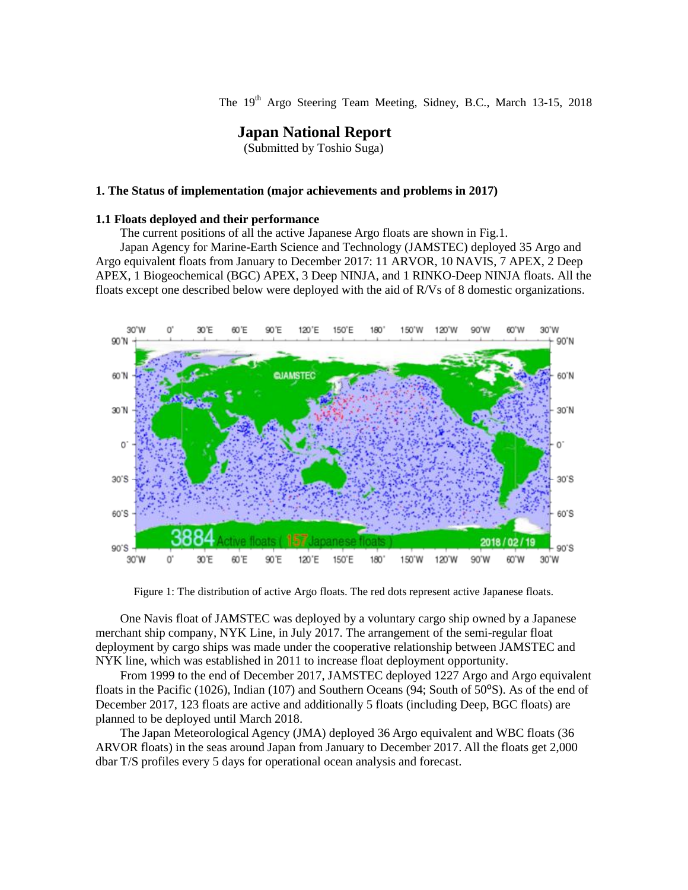The 19th Argo Steering Team Meeting, Sidney, B.C., March 13-15, 2018

# Japan National Report

(Submitted by Toshio Suga)

## 1. The Status of implementation (major achievements and problems in 2017)

### 1.1 Floats deployed and their performance

The current positions of all the active Japanese Argo floats are shown in Fig.1.

Japan Agency for Marine-Earth Science and Technology (JAMSTEC) deployed 35 Argo and Argo equivalent floats from January to December 2017: 11 ARVOR, 10 NAVIS, 7 APEX, 2 Deep APEX, 1 Biogeochemical (BGC) APEX, 3 Deep NINJA, and 1 RINKO-Deep NINJA floats. All the floats except one described below were deployed with the aid of R/Vs of 8 domestic organizations.

Figure 1: The distribution of active Argo floats. The red dots represent active Japanese floats.

One Navis float of JAMSTEC was deployed by a voluntary cargo ship owned by a Japanese merchant ship company, NYK Line, in July 2017. The arrangement of the semi-regular float deployment by cargo ships was made under the cooperative relationship between JAMSTEC and NYK line, which was established in 2011 to increase float deployment opportunity.

From 1999 to the end of December 2017, JAMSTEC deployed 1227 Argo and Argo equivalent floats in the Pacific (1026), Indian (107) and Southern Oceans (94; South of 50°S). As of the end of December 2017, 123 floats are active and additionally 5 floats (including Deep, BGC floats) are planned to be deployed until March 2018.

The Japan Meteorological Agency (JMA) deployed 36 Argo equivalent and WBC floats (36 ARVOR floats) in the seas around Japan from January to December 2017. All the floats get 2,000 dbar T/S profiles every 5 days for operational ocean analysis and forecast.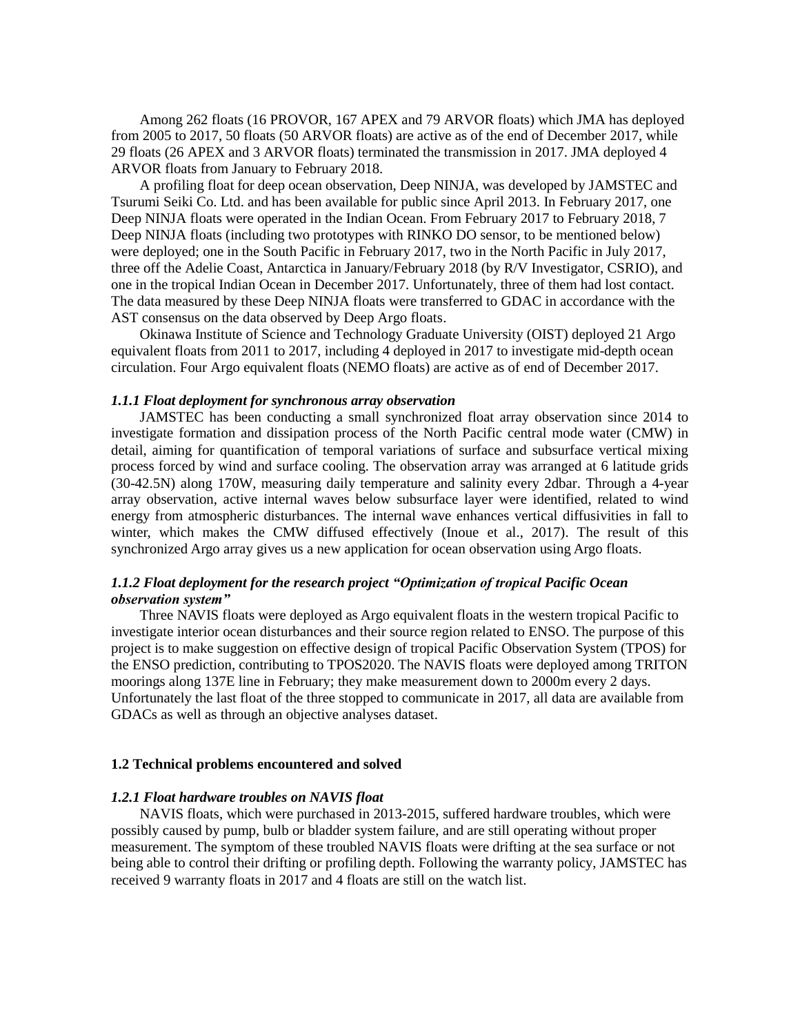Among 262 floats (16 PROVOR, 167 APEX and 79 ARVOR floats) which JMA has deployed from 2005 to 2017, 50 floats (50 ARVOR floats) are active as of the end of December 2017, while 29 floats (26 APEX and 3 ARVOR floats) terminated the transmission in 2017. JMA deployed 4 ARVOR floats from January to February 2018.

A profiling float for deep ocean observation, Deep NINJA, was developed by JAMSTEC and Tsurumi Seiki Co. Ltd. and has been available for public since April 2013. In February 2017, one Deep NINJA floats were operated in the Indian Ocean. From February 2017 to February 2018, 7 Deep NINJA floats (including two prototypes with RINKO DO sensor, to be mentioned below) were deployed; one in the South Pacific in February 2017, two in the North Pacific in July 2017, three off the Adelie Coast, Antarctica in January/February 2018 (by R/V Investigator, CSRIO), and one in the tropical Indian Ocean in December 2017. Unfortunately, three of them had lost contact. The data measured by these Deep NINJA floats were transferred to GDAC in accordance with the AST consensus on the data observed by Deep Argo floats.

Okinawa Institute of Science and Technology Graduate University (OIST) deployed 21 Argo equivalent floats from 2011 to 2017, including 4 deployed in 2017 to investigate mid-depth ocean circulation. Four Argo equivalent floats (NEMO floats) are active as of end of December 2017.

#### *1.1.1 Float deployment for synchronous array observation*

JAMSTEC has been conducting a small synchronized float array observation since 2014 to investigate formation and dissipation process of the North Pacific central mode water (CMW) in detail, aiming for quantification of temporal variations of surface and subsurface vertical mixing process forced by wind and surface cooling. The observation array was arranged at 6 latitude grids (30-42.5N) along 170W, measuring daily temperature and salinity every 2dbar. Through a 4-year array observation, active internal waves below subsurface layer were identified, related to wind energy from atmospheric disturbances. The internal wave enhances vertical diffusivities in fall to winter, which makes the CMW diffused effectively (Inoue et al., 2017). The result of this synchronized Argo array gives us a new application for ocean observation using Argo floats.

#### *1.1.2 Float deployment for the research project "Optimization of tropical Pacific Ocean observation system"*

Three NAVIS floats were deployed as Argo equivalent floats in the western tropical Pacific to investigate interior ocean disturbances and their source region related to ENSO. The purpose of this project is to make suggestion on effective design of tropical Pacific Observation System (TPOS) for the ENSO prediction, contributing to TPOS2020. The NAVIS floats were deployed among TRITON moorings along 137E line in February; they make measurement down to 2000m every 2 days. Unfortunately the last float of the three stopped to communicate in 2017, all data are available from GDACs as well as through an objective analyses dataset.

### 1.2 Technical problems encountered and solved

#### *1.2.1 Float hardware troubles on NAVIS float*

NAVIS floats, which were purchased in 2013-2015, suffered hardware troubles, which were possibly caused by pump, bulb or bladder system failure, and are still operating without proper measurement. The symptom of these troubled NAVIS floats were drifting at the sea surface or not being able to control their drifting or profiling depth. Following the warranty policy, JAMSTEC has received 9 warranty floats in 2017 and 4 floats are still on the watch list.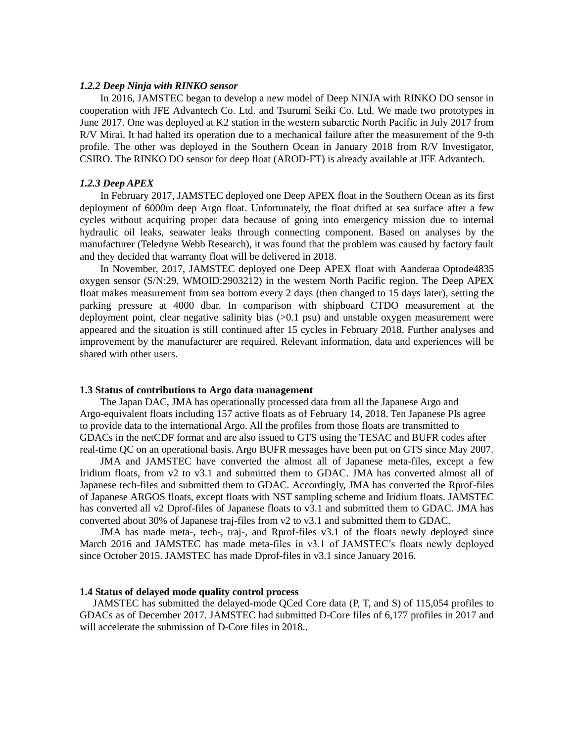### *1.2.2 Deep Ninja with RINKO sensor*

In 2016, JAMSTEC began to develop a new model of Deep NINJA with RINKO DO sensor in cooperation with JFE Advantech Co. Ltd. and Tsurumi Seiki Co. Ltd. We made two prototypes in June 2017. One was deployed at K2 station in the western subarctic North Pacific in July 2017 from R/V Mirai. It had halted its operation due to a mechanical failure after the measurement of the 9-th profile. The other was deployed in the Southern Ocean in January 2018 from R/V Investigator, CSIRO. The RINKO DO sensor for deep float (AROD-FT) is already available at JFE Advantech.

### *1.2.3 Deep APEX*

In February 2017, JAMSTEC deployed one Deep APEX float in the Southern Ocean as its first deployment of 6000m deep Argo float. Unfortunately, the float drifted at sea surface after a few cycles without acquiring proper data because of going into emergency mission due to internal hydraulic oil leaks, seawater leaks through connecting component. Based on analyses by the manufacturer (Teledyne Webb Research), it was found that the problem was caused by factory fault and they decided that warranty float will be delivered in 2018.

In November, 2017, JAMSTEC deployed one Deep APEX float with Aanderaa Optode4835 oxygen sensor (S/N:29, WMOID:2903212) in the western North Pacific region. The Deep APEX float makes measurement from sea bottom every 2 days (then changed to 15 days later), setting the parking pressure at 4000 dbar. In comparison with shipboard CTDO measurement at the deployment point, clear negative salinity bias (>0.1 psu) and unstable oxygen measurement were appeared and the situation is still continued after 15 cycles in February 2018. Further analyses and improvement by the manufacturer are required. Relevant information, data and experiences will be shared with other users.

## **1.3 Status of contributions to Argo data management**

The Japan DAC, JMA has operationally processed data from all the Japanese Argo and Argo-equivalent floats including 157 active floats as of February 14, 2018. Ten Japanese PIs agree to provide data to the international Argo. All the profiles from those floats are transmitted to GDACs in the netCDF format and are also issued to GTS using the TESAC and BUFR codes after real-time QC on an operational basis. Argo BUFR messages have been put on GTS since May 2007.

JMA and JAMSTEC have converted the almost all of Japanese meta-files, except a few Iridium floats, from v2 to v3.1 and submitted them to GDAC. JMA has converted almost all of Japanese tech-files and submitted them to GDAC. Accordingly, JMA has converted the Rprof-files of Japanese ARGOS floats, except floats with NST sampling scheme and Iridium floats. JAMSTEC has converted all v2 Dprof-files of Japanese floats to v3.1 and submitted them to GDAC. JMA has converted about 30% of Japanese traj-files from v2 to v3.1 and submitted them to GDAC.

JMA has made meta-, tech-, traj-, and Rprof-files v3.1 of the floats newly deployed since March 2016 and JAMSTEC has made meta-files in v3.1 of JAMSTEC's floats newly deployed since October 2015. JAMSTEC has made Dprof-files in v3.1 since January 2016.

## **1.4 Status of delayed mode quality control process**

JAMSTEC has submitted the delayed-mode QCed Core data (P, T, and S) of 115,054 profiles to GDACs as of December 2017. JAMSTEC had submitted D-Core files of 6,177 profiles in 2017 and will accelerate the submission of D-Core files in 2018..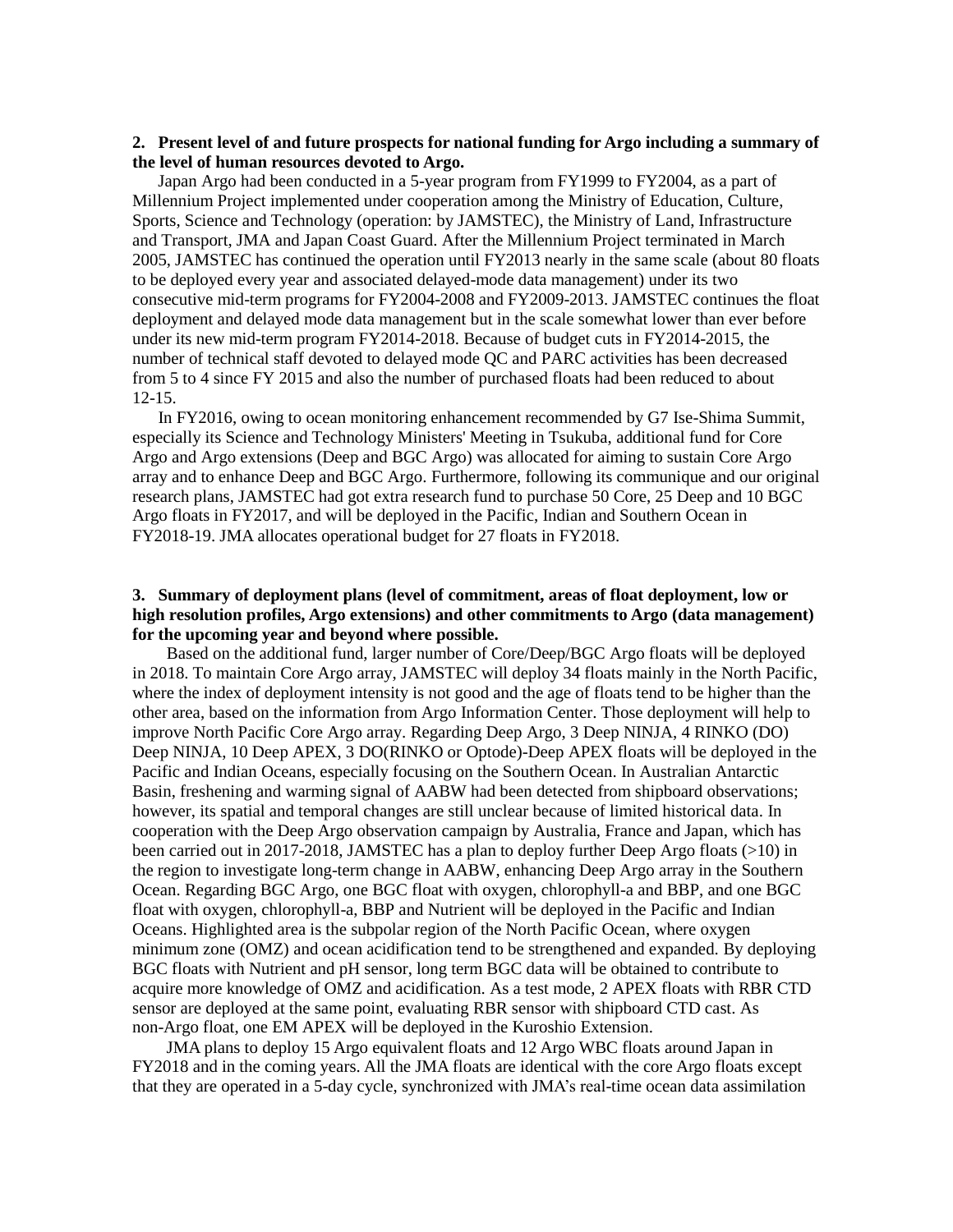**2. Present level of and future prospects for national funding for Argo including a summary of the level of human resources devoted to Argo.**

Japan Argo had been conducted in a 5-year program from FY1999 to FY2004, as a part of Millennium Project implemented under cooperation among the Ministry of Education, Culture, Sports, Science and Technology (operation: by JAMSTEC), the Ministry of Land, Infrastructure and Transport, JMA and Japan Coast Guard. After the Millennium Project terminated in March 2005, JAMSTEC has continued the operation until FY2013 nearly in the same scale (about 80 floats to be deployed every year and associated delayed-mode data management) under its two consecutive mid-term programs for FY2004-2008 and FY2009-2013. JAMSTEC continues the float deployment and delayed mode data management but in the scale somewhat lower than ever before under its new mid-term program FY2014-2018. Because of budget cuts in FY2014-2015, the number of technical staff devoted to delayed mode QC and PARC activities has been decreased from 5 to 4 since FY 2015 and also the number of purchased floats had been reduced to about 12-15.

In FY2016, owing to ocean monitoring enhancement recommended by G7 Ise-Shima Summit, especially its Science and Technology Ministers' Meeting in Tsukuba, additional fund for Core Argo and Argo extensions (Deep and BGC Argo) was allocated for aiming to sustain Core Argo array and to enhance Deep and BGC Argo. Furthermore, following its communique and our original research plans, JAMSTEC had got extra research fund to purchase 50 Core, 25 Deep and 10 BGC Argo floats in FY2017, and will be deployed in the Pacific, Indian and Southern Ocean in FY2018-19. JMA allocates operational budget for 27 floats in FY2018.

**3. Summary of deployment plans (level of commitment, areas of float deployment, low or high resolution profiles, Argo extensions) and other commitments to Argo (data management) for the upcoming year and beyond where possible.**

Based on the additional fund, larger number of Core/Deep/BGC Argo floats will be deployed in 2018. To maintain Core Argo array, JAMSTEC will deploy 34 floats mainly in the North Pacific, where the index of deployment intensity is not good and the age of floats tend to be higher than the other area, based on the information from Argo Information Center. Those deployment will help to improve North Pacific Core Argo array. Regarding Deep Argo, 3 Deep NINJA, 4 RINKO (DO) Deep NINJA, 10 Deep APEX, 3 DO(RINKO or Optode)-Deep APEX floats will be deployed in the Pacific and Indian Oceans, especially focusing on the Southern Ocean. In Australian Antarctic Basin, freshening and warming signal of AABW had been detected from shipboard observations; however, its spatial and temporal changes are still unclear because of limited historical data. In cooperation with the Deep Argo observation campaign by Australia, France and Japan, which has been carried out in 2017-2018, JAMSTEC has a plan to deploy further Deep Argo floats (>10) in the region to investigate long-term change in AABW, enhancing Deep Argo array in the Southern Ocean. Regarding BGC Argo, one BGC float with oxygen, chlorophyll-a and BBP, and one BGC float with oxygen, chlorophyll-a, BBP and Nutrient will be deployed in the Pacific and Indian Oceans. Highlighted area is the subpolar region of the North Pacific Ocean, where oxygen minimum zone (OMZ) and ocean acidification tend to be strengthened and expanded. By deploying BGC floats with Nutrient and pH sensor, long term BGC data will be obtained to contribute to acquire more knowledge of OMZ and acidification. As a test mode, 2 APEX floats with RBR CTD sensor are deployed at the same point, evaluating RBR sensor with shipboard CTD cast. As non-Argo float, one EM APEX will be deployed in the Kuroshio Extension.

JMA plans to deploy 15 Argo equivalent floats and 12 Argo WBC floats around Japan in FY2018 and in the coming years. All the JMA floats are identical with the core Argo floats except that they are operated in a 5-day cycle, synchronized with JMA's real-time ocean data assimilation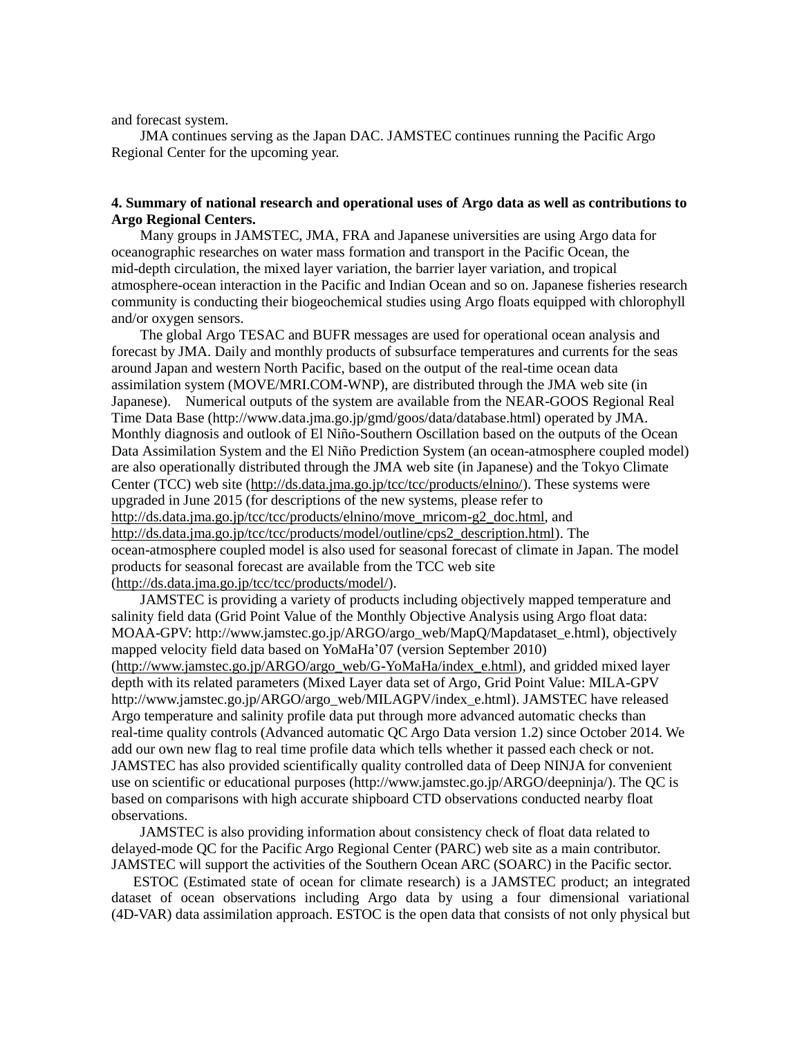and forecast system.

JMA continues serving as the Japan DAC. JAMSTEC continues running the Pacific Argo Regional Center for the upcoming year.

**4. Summary of national research and operational uses of Argo data as well as contributions to Argo Regional Centers.**

Many groups in JAMSTEC, JMA, FRA and Japanese universities are using Argo data for oceanographic researches on water mass formation and transport in the Pacific Ocean, the mid-depth circulation, the mixed layer variation, the barrier layer variation, and tropical atmosphere-ocean interaction in the Pacific and Indian Ocean and so on. Japanese fisheries research community is conducting their biogeochemical studies using Argo floats equipped with chlorophyll and/or oxygen sensors.

The global Argo TESAC and BUFR messages are used for operational ocean analysis and forecast by JMA. Daily and monthly products of subsurface temperatures and currents for the seas around Japan and western North Pacific, based on the output of the real-time ocean data assimilation system (MOVE/MRI.COM-WNP), are distributed through the JMA web site (in Japanese). Numerical outputs of the system are available from the NEAR-GOOS Regional Real Time Data Base (http://www.data.jma.go.jp/gmd/goos/data/database.html) operated by JMA. Monthly diagnosis and outlook of El Niño-Southern Oscillation based on the outputs of the Ocean Data Assimilation System and the El Niño Prediction System (an ocean-atmosphere coupled model) are also operationally distributed through the JMA web site (in Japanese) and the Tokyo Climate Center (TCC) web site (http://ds.data.jma.go.jp/tcc/tcc/products/elnino/). These systems were upgraded in June 2015 (for descriptions of the new systems, please refer to http://ds.data.jma.go.jp/tcc/tcc/products/elnino/move_mricom-g2_doc.html, and http://ds.data.jma.go.jp/tcc/tcc/products/model/outline/cps2_description.html). The ocean-atmosphere coupled model is also used for seasonal forecast of climate in Japan. The model products for seasonal forecast are available from the TCC web site (http://ds.data.jma.go.jp/tcc/tcc/products/model/).

JAMSTEC is providing a variety of products including objectively mapped temperature and salinity field data (Grid Point Value of the Monthly Objective Analysis using Argo float data: MOAA-GPV: http://www.jamstec.go.jp/ARGO/argo_web/MapQ/Mapdataset_e.html), objectively mapped velocity field data based on YoMaHa'07 (version September 2010) (http://www.jamstec.go.jp/ARGO/argo_web/G-YoMaHa/index_e.html), and gridded mixed layer depth with its related parameters (Mixed Layer data set of Argo, Grid Point Value: MILA-GPV http://www.jamstec.go.jp/ARGO/argo_web/MILAGPV/index_e.html). JAMSTEC have released Argo temperature and salinity profile data put through more advanced automatic checks than real-time quality controls (Advanced automatic QC Argo Data version 1.2) since October 2014. We add our own new flag to real time profile data which tells whether it passed each check or not. JAMSTEC has also provided scientifically quality controlled data of Deep NINJA for convenient use on scientific or educational purposes (http://www.jamstec.go.jp/ARGO/deepninja/). The QC is based on comparisons with high accurate shipboard CTD observations conducted nearby float observations.

JAMSTEC is also providing information about consistency check of float data related to delayed-mode QC for the Pacific Argo Regional Center (PARC) web site as a main contributor. JAMSTEC will support the activities of the Southern Ocean ARC (SOARC) in the Pacific sector.

ESTOC (Estimated state of ocean for climate research) is a JAMSTEC product; an integrated dataset of ocean observations including Argo data by using a four dimensional variational (4D-VAR) data assimilation approach. ESTOC is the open data that consists of not only physical but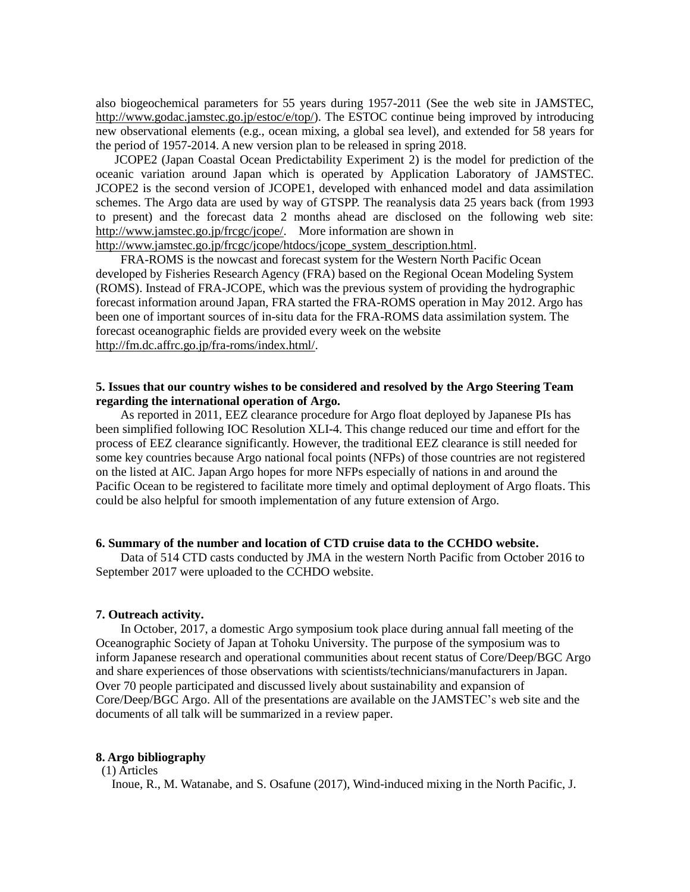also biogeochemical parameters for 55 years during 1957-2011 (See the web site in JAMSTEC, http://www.godac.jamstec.go.jp/estoc/e/top/). The ESTOC continue being improved by introducing new observational elements (e.g., ocean mixing, a global sea level), and extended for 58 years for the period of 1957-2014. A new version plan to be released in spring 2018.

JCOPE2 (Japan Coastal Ocean Predictability Experiment 2) is the model for prediction of the oceanic variation around Japan which is operated by Application Laboratory of JAMSTEC. JCOPE2 is the second version of JCOPE1, developed with enhanced model and data assimilation schemes. The Argo data are used by way of GTSPP. The reanalysis data 25 years back (from 1993 to present) and the forecast data 2 months ahead are disclosed on the following web site: http://www.jamstec.go.jp/frcgc/jcope/. More information are shown in http://www.jamstec.go.jp/frcgc/jcope/htdocs/jcope_system_description.html.

FRA-ROMS is the nowcast and forecast system for the Western North Pacific Ocean developed by Fisheries Research Agency (FRA) based on the Regional Ocean Modeling System (ROMS). Instead of FRA-JCOPE, which was the previous system of providing the hydrographic forecast information around Japan, FRA started the FRA-ROMS operation in May 2012. Argo has been one of important sources of in-situ data for the FRA-ROMS data assimilation system. The forecast oceanographic fields are provided every week on the website http://fm.dc.affrc.go.jp/fra-roms/index.html/.

**5. Issues that our country wishes to be considered and resolved by the Argo Steering Team regarding the international operation of Argo.**

As reported in 2011, EEZ clearance procedure for Argo float deployed by Japanese PIs has been simplified following IOC Resolution XLI-4. This change reduced our time and effort for the process of EEZ clearance significantly. However, the traditional EEZ clearance is still needed for some key countries because Argo national focal points (NFPs) of those countries are not registered on the listed at AIC. Japan Argo hopes for more NFPs especially of nations in and around the Pacific Ocean to be registered to facilitate more timely and optimal deployment of Argo floats. This could be also helpful for smooth implementation of any future extension of Argo.

**6. Summary of the number and location of CTD cruise data to the CCHDO website.**

Data of 514 CTD casts conducted by JMA in the western North Pacific from October 2016 to September 2017 were uploaded to the CCHDO website.

**7. Outreach activity.**

In October, 2017, a domestic Argo symposium took place during annual fall meeting of the Oceanographic Society of Japan at Tohoku University. The purpose of the symposium was to inform Japanese research and operational communities about recent status of Core/Deep/BGC Argo and share experiences of those observations with scientists/technicians/manufacturers in Japan. Over 70 people participated and discussed lively about sustainability and expansion of Core/Deep/BGC Argo. All of the presentations are available on the JAMSTEC's web site and the documents of all talk will be summarized in a review paper.

**8. Argo bibliography**

(1) Articles

Inoue, R., M. Watanabe, and S. Osafune (2017), Wind-induced mixing in the North Pacific, J.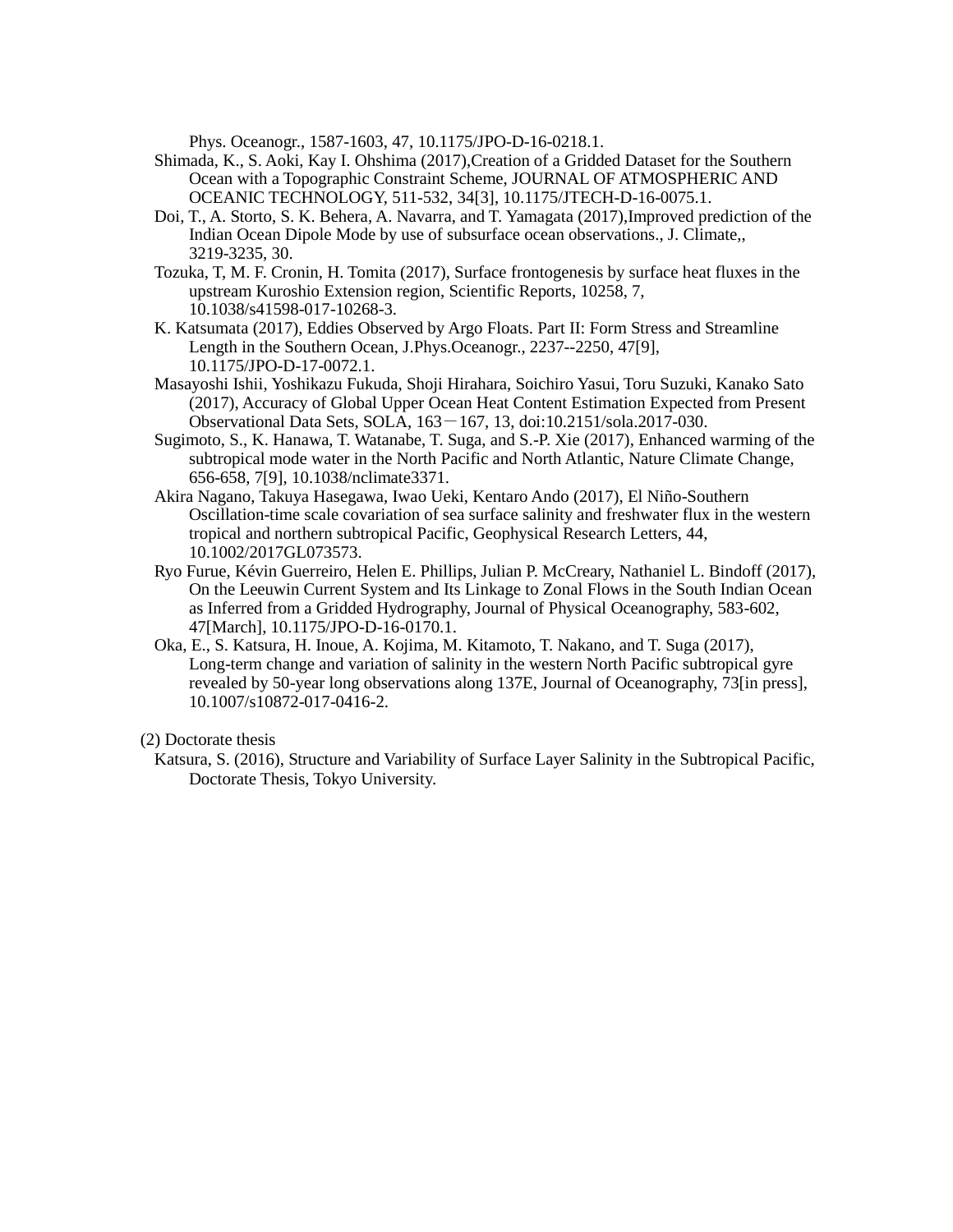Phys. Oceanogr., 1587-1603, 47, 10.1175/JPO-D-16-0218.1.

Shimada, K., S. Aoki, Kay I. Ohshima (2017),Creation of a Gridded Dataset for the Southern Ocean with a Topographic Constraint Scheme, JOURNAL OF ATMOSPHERIC AND OCEANIC TECHNOLOGY, 511-532, 34[3], 10.1175/JTECH-D-16-0075.1.

Doi, T., A. Storto, S. K. Behera, A. Navarra, and T. Yamagata (2017),Improved prediction of the Indian Ocean Dipole Mode by use of subsurface ocean observations., J. Climate,, 3219-3235, 30.

Tozuka, T, M. F. Cronin, H. Tomita (2017), Surface frontogenesis by surface heat fluxes in the upstream Kuroshio Extension region, Scientific Reports, 10258, 7, 10.1038/s41598-017-10268-3.

K. Katsumata (2017), Eddies Observed by Argo Floats. Part II: Form Stress and Streamline Length in the Southern Ocean, J.Phys.Oceanogr., 2237--2250, 47[9], 10.1175/JPO-D-17-0072.1.

Masayoshi Ishii, Yoshikazu Fukuda, Shoji Hirahara, Soichiro Yasui, Toru Suzuki, Kanako Sato (2017), Accuracy of Global Upper Ocean Heat Content Estimation Expected from Present Observational Data Sets, SOLA, 163－167, 13, doi:10.2151/sola.2017-030.

Sugimoto, S., K. Hanawa, T. Watanabe, T. Suga, and S.-P. Xie (2017), Enhanced warming of the subtropical mode water in the North Pacific and North Atlantic, Nature Climate Change, 656-658, 7[9], 10.1038/nclimate3371.

Akira Nagano, Takuya Hasegawa, Iwao Ueki, Kentaro Ando (2017), El Niño-Southern Oscillation-time scale covariation of sea surface salinity and freshwater flux in the western tropical and northern subtropical Pacific, Geophysical Research Letters, 44, 10.1002/2017GL073573.

Ryo Furue, Kévin Guerreiro, Helen E. Phillips, Julian P. McCreary, Nathaniel L. Bindoff (2017), On the Leeuwin Current System and Its Linkage to Zonal Flows in the South Indian Ocean as Inferred from a Gridded Hydrography, Journal of Physical Oceanography, 583-602, 47[March], 10.1175/JPO-D-16-0170.1.

Oka, E., S. Katsura, H. Inoue, A. Kojima, M. Kitamoto, T. Nakano, and T. Suga (2017), Long-term change and variation of salinity in the western North Pacific subtropical gyre revealed by 50-year long observations along 137E, Journal of Oceanography, 73[in press], 10.1007/s10872-017-0416-2.

(2) Doctorate thesis

Katsura, S. (2016), Structure and Variability of Surface Layer Salinity in the Subtropical Pacific, Doctorate Thesis, Tokyo University.